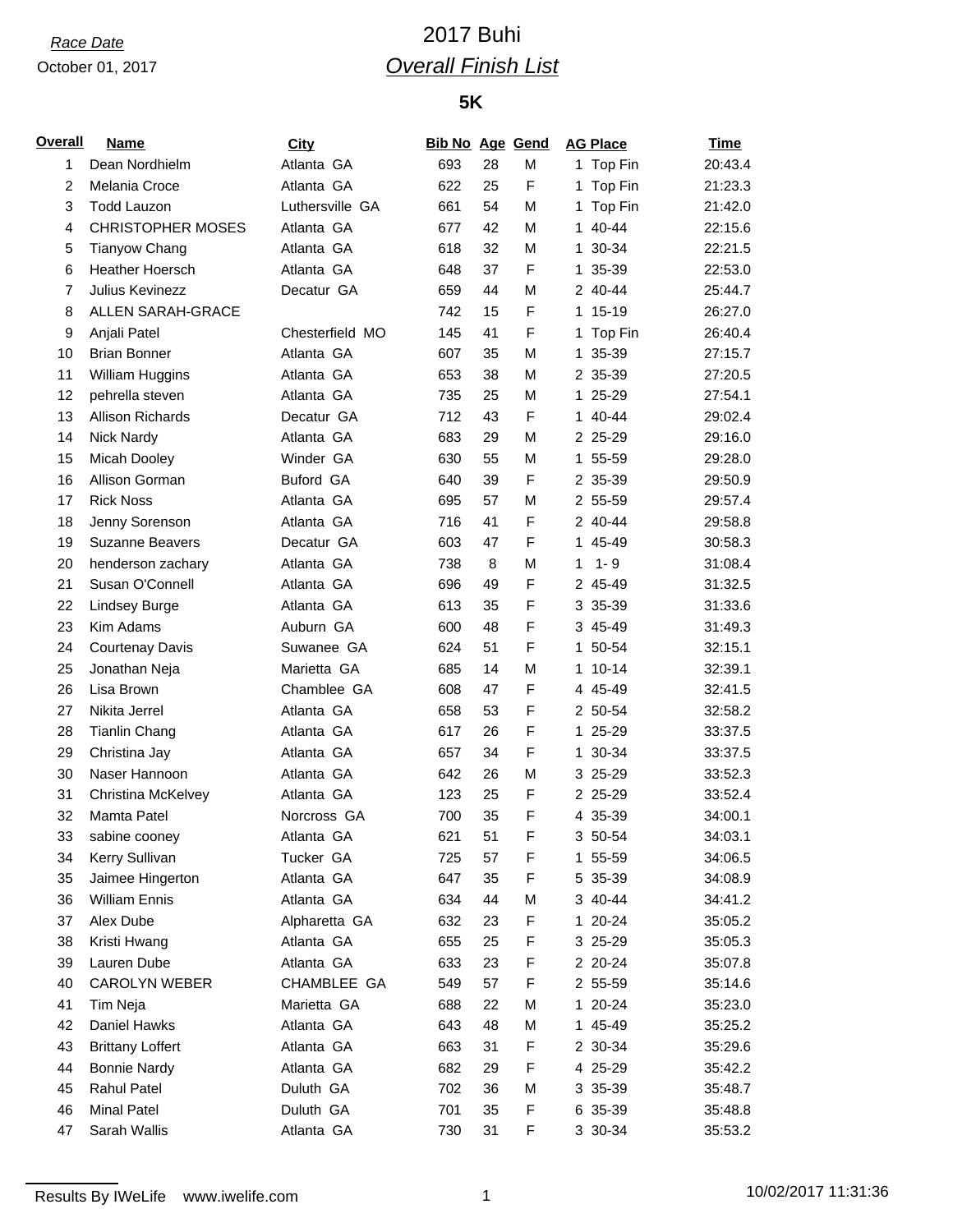*Race Date*

October 01, 2017

# 2017 Buhi

## *Overall Finish List*

### 5K

| Overall | Name | City | Bib No | Age | Gend | AG Place | Time |
|---|---|---|---|---|---|---|---|
| 1 | Dean Nordhielm | Atlanta GA | 693 | 28 | M | 1 Top Fin | 20:43.4 |
| 2 | Melania Croce | Atlanta GA | 622 | 25 | F | 1 Top Fin | 21:23.3 |
| 3 | Todd Lauzon | Luthersville GA | 661 | 54 | M | 1 Top Fin | 21:42.0 |
| 4 | CHRISTOPHER MOSES | Atlanta GA | 677 | 42 | M | 1 40-44 | 22:15.6 |
| 5 | Tianyow Chang | Atlanta GA | 618 | 32 | M | 1 30-34 | 22:21.5 |
| 6 | Heather Hoersch | Atlanta GA | 648 | 37 | F | 1 35-39 | 22:53.0 |
| 7 | Julius Kevinezz | Decatur GA | 659 | 44 | M | 2 40-44 | 25:44.7 |
| 8 | ALLEN SARAH-GRACE | | 742 | 15 | F | 1 15-19 | 26:27.0 |
| 9 | Anjali Patel | Chesterfield MO | 145 | 41 | F | 1 Top Fin | 26:40.4 |
| 10 | Brian Bonner | Atlanta GA | 607 | 35 | M | 1 35-39 | 27:15.7 |
| 11 | William Huggins | Atlanta GA | 653 | 38 | M | 2 35-39 | 27:20.5 |
| 12 | pehrella steven | Atlanta GA | 735 | 25 | M | 1 25-29 | 27:54.1 |
| 13 | Allison Richards | Decatur GA | 712 | 43 | F | 1 40-44 | 29:02.4 |
| 14 | Nick Nardy | Atlanta GA | 683 | 29 | M | 2 25-29 | 29:16.0 |
| 15 | Micah Dooley | Winder GA | 630 | 55 | M | 1 55-59 | 29:28.0 |
| 16 | Allison Gorman | Buford GA | 640 | 39 | F | 2 35-39 | 29:50.9 |
| 17 | Rick Noss | Atlanta GA | 695 | 57 | M | 2 55-59 | 29:57.4 |
| 18 | Jenny Sorenson | Atlanta GA | 716 | 41 | F | 2 40-44 | 29:58.8 |
| 19 | Suzanne Beavers | Decatur GA | 603 | 47 | F | 1 45-49 | 30:58.3 |
| 20 | henderson zachary | Atlanta GA | 738 | 8 | M | 1 1- 9 | 31:08.4 |
| 21 | Susan O'Connell | Atlanta GA | 696 | 49 | F | 2 45-49 | 31:32.5 |
| 22 | Lindsey Burge | Atlanta GA | 613 | 35 | F | 3 35-39 | 31:33.6 |
| 23 | Kim Adams | Auburn GA | 600 | 48 | F | 3 45-49 | 31:49.3 |
| 24 | Courtenay Davis | Suwanee GA | 624 | 51 | F | 1 50-54 | 32:15.1 |
| 25 | Jonathan Neja | Marietta GA | 685 | 14 | M | 1 10-14 | 32:39.1 |
| 26 | Lisa Brown | Chamblee GA | 608 | 47 | F | 4 45-49 | 32:41.5 |
| 27 | Nikita Jerrel | Atlanta GA | 658 | 53 | F | 2 50-54 | 32:58.2 |
| 28 | Tianlin Chang | Atlanta GA | 617 | 26 | F | 1 25-29 | 33:37.5 |
| 29 | Christina Jay | Atlanta GA | 657 | 34 | F | 1 30-34 | 33:37.5 |
| 30 | Naser Hannoon | Atlanta GA | 642 | 26 | M | 3 25-29 | 33:52.3 |
| 31 | Christina McKelvey | Atlanta GA | 123 | 25 | F | 2 25-29 | 33:52.4 |
| 32 | Mamta Patel | Norcross GA | 700 | 35 | F | 4 35-39 | 34:00.1 |
| 33 | sabine cooney | Atlanta GA | 621 | 51 | F | 3 50-54 | 34:03.1 |
| 34 | Kerry Sullivan | Tucker GA | 725 | 57 | F | 1 55-59 | 34:06.5 |
| 35 | Jaimee Hingerton | Atlanta GA | 647 | 35 | F | 5 35-39 | 34:08.9 |
| 36 | William Ennis | Atlanta GA | 634 | 44 | M | 3 40-44 | 34:41.2 |
| 37 | Alex Dube | Alpharetta GA | 632 | 23 | F | 1 20-24 | 35:05.2 |
| 38 | Kristi Hwang | Atlanta GA | 655 | 25 | F | 3 25-29 | 35:05.3 |
| 39 | Lauren Dube | Atlanta GA | 633 | 23 | F | 2 20-24 | 35:07.8 |
| 40 | CAROLYN WEBER | CHAMBLEE GA | 549 | 57 | F | 2 55-59 | 35:14.6 |
| 41 | Tim Neja | Marietta GA | 688 | 22 | M | 1 20-24 | 35:23.0 |
| 42 | Daniel Hawks | Atlanta GA | 643 | 48 | M | 1 45-49 | 35:25.2 |
| 43 | Brittany Loffert | Atlanta GA | 663 | 31 | F | 2 30-34 | 35:29.6 |
| 44 | Bonnie Nardy | Atlanta GA | 682 | 29 | F | 4 25-29 | 35:42.2 |
| 45 | Rahul Patel | Duluth GA | 702 | 36 | M | 3 35-39 | 35:48.7 |
| 46 | Minal Patel | Duluth GA | 701 | 35 | F | 6 35-39 | 35:48.8 |
| 47 | Sarah Wallis | Atlanta GA | 730 | 31 | F | 3 30-34 | 35:53.2 |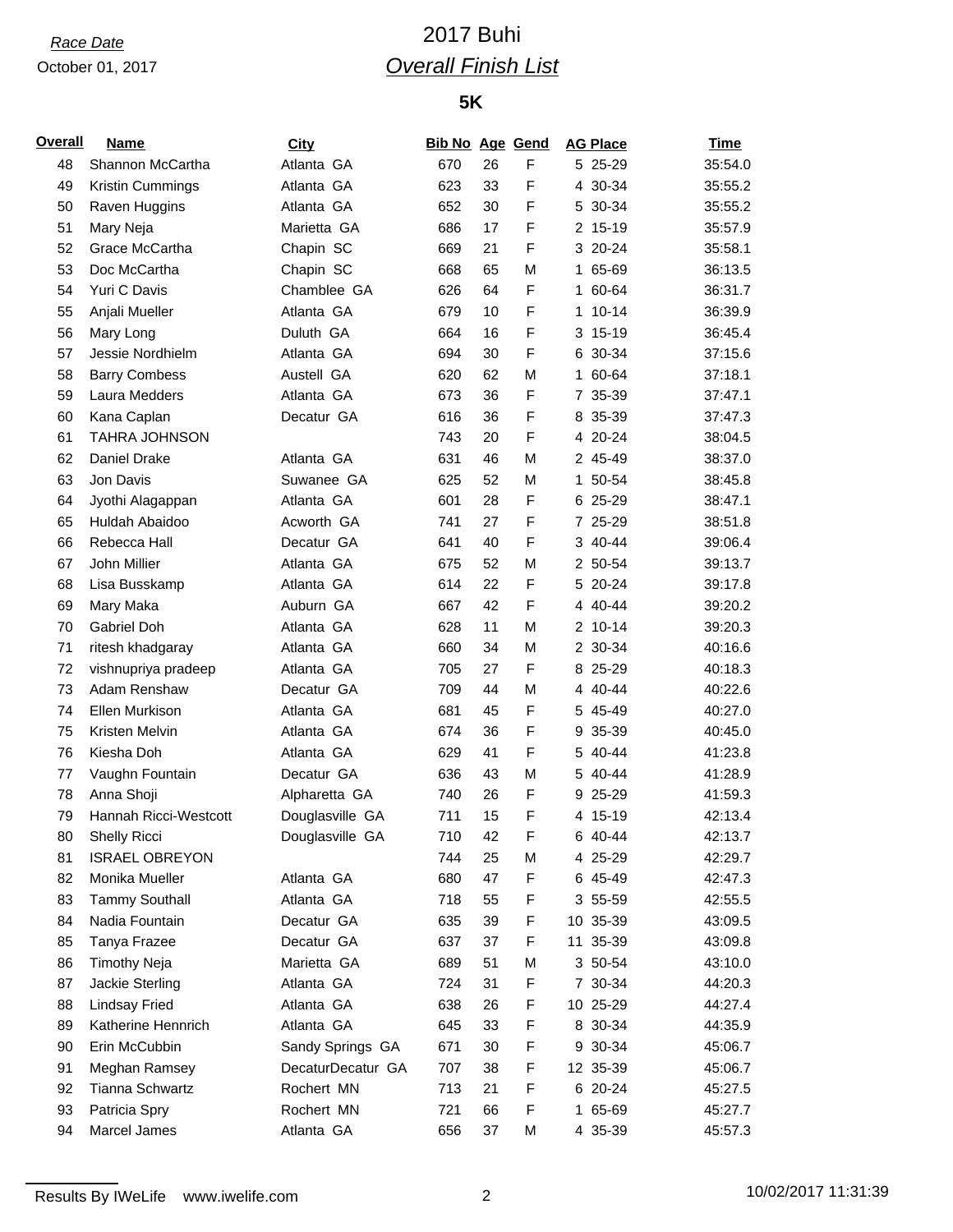*Race Date*

October 01, 2017

# 2017 Buhi

## *Overall Finish List*

### 5K

| Overall | Name | City | Bib No | Age | Gend | AG Place | Time |
|---|---|---|---|---|---|---|---|
| 48 | Shannon McCartha | Atlanta GA | 670 | 26 | F | 5 25-29 | 35:54.0 |
| 49 | Kristin Cummings | Atlanta GA | 623 | 33 | F | 4 30-34 | 35:55.2 |
| 50 | Raven Huggins | Atlanta GA | 652 | 30 | F | 5 30-34 | 35:55.2 |
| 51 | Mary Neja | Marietta GA | 686 | 17 | F | 2 15-19 | 35:57.9 |
| 52 | Grace McCartha | Chapin SC | 669 | 21 | F | 3 20-24 | 35:58.1 |
| 53 | Doc McCartha | Chapin SC | 668 | 65 | M | 1 65-69 | 36:13.5 |
| 54 | Yuri C Davis | Chamblee GA | 626 | 64 | F | 1 60-64 | 36:31.7 |
| 55 | Anjali Mueller | Atlanta GA | 679 | 10 | F | 1 10-14 | 36:39.9 |
| 56 | Mary Long | Duluth GA | 664 | 16 | F | 3 15-19 | 36:45.4 |
| 57 | Jessie Nordhielm | Atlanta GA | 694 | 30 | F | 6 30-34 | 37:15.6 |
| 58 | Barry Combess | Austell GA | 620 | 62 | M | 1 60-64 | 37:18.1 |
| 59 | Laura Medders | Atlanta GA | 673 | 36 | F | 7 35-39 | 37:47.1 |
| 60 | Kana Caplan | Decatur GA | 616 | 36 | F | 8 35-39 | 37:47.3 |
| 61 | TAHRA JOHNSON | | 743 | 20 | F | 4 20-24 | 38:04.5 |
| 62 | Daniel Drake | Atlanta GA | 631 | 46 | M | 2 45-49 | 38:37.0 |
| 63 | Jon Davis | Suwanee GA | 625 | 52 | M | 1 50-54 | 38:45.8 |
| 64 | Jyothi Alagappan | Atlanta GA | 601 | 28 | F | 6 25-29 | 38:47.1 |
| 65 | Huldah Abaidoo | Acworth GA | 741 | 27 | F | 7 25-29 | 38:51.8 |
| 66 | Rebecca Hall | Decatur GA | 641 | 40 | F | 3 40-44 | 39:06.4 |
| 67 | John Millier | Atlanta GA | 675 | 52 | M | 2 50-54 | 39:13.7 |
| 68 | Lisa Busskamp | Atlanta GA | 614 | 22 | F | 5 20-24 | 39:17.8 |
| 69 | Mary Maka | Auburn GA | 667 | 42 | F | 4 40-44 | 39:20.2 |
| 70 | Gabriel Doh | Atlanta GA | 628 | 11 | M | 2 10-14 | 39:20.3 |
| 71 | ritesh khadgaray | Atlanta GA | 660 | 34 | M | 2 30-34 | 40:16.6 |
| 72 | vishnupriya pradeep | Atlanta GA | 705 | 27 | F | 8 25-29 | 40:18.3 |
| 73 | Adam Renshaw | Decatur GA | 709 | 44 | M | 4 40-44 | 40:22.6 |
| 74 | Ellen Murkison | Atlanta GA | 681 | 45 | F | 5 45-49 | 40:27.0 |
| 75 | Kristen Melvin | Atlanta GA | 674 | 36 | F | 9 35-39 | 40:45.0 |
| 76 | Kiesha Doh | Atlanta GA | 629 | 41 | F | 5 40-44 | 41:23.8 |
| 77 | Vaughn Fountain | Decatur GA | 636 | 43 | M | 5 40-44 | 41:28.9 |
| 78 | Anna Shoji | Alpharetta GA | 740 | 26 | F | 9 25-29 | 41:59.3 |
| 79 | Hannah Ricci-Westcott | Douglasville GA | 711 | 15 | F | 4 15-19 | 42:13.4 |
| 80 | Shelly Ricci | Douglasville GA | 710 | 42 | F | 6 40-44 | 42:13.7 |
| 81 | ISRAEL OBREYON | | 744 | 25 | M | 4 25-29 | 42:29.7 |
| 82 | Monika Mueller | Atlanta GA | 680 | 47 | F | 6 45-49 | 42:47.3 |
| 83 | Tammy Southall | Atlanta GA | 718 | 55 | F | 3 55-59 | 42:55.5 |
| 84 | Nadia Fountain | Decatur GA | 635 | 39 | F | 10 35-39 | 43:09.5 |
| 85 | Tanya Frazee | Decatur GA | 637 | 37 | F | 11 35-39 | 43:09.8 |
| 86 | Timothy Neja | Marietta GA | 689 | 51 | M | 3 50-54 | 43:10.0 |
| 87 | Jackie Sterling | Atlanta GA | 724 | 31 | F | 7 30-34 | 44:20.3 |
| 88 | Lindsay Fried | Atlanta GA | 638 | 26 | F | 10 25-29 | 44:27.4 |
| 89 | Katherine Hennrich | Atlanta GA | 645 | 33 | F | 8 30-34 | 44:35.9 |
| 90 | Erin McCubbin | Sandy Springs GA | 671 | 30 | F | 9 30-34 | 45:06.7 |
| 91 | Meghan Ramsey | DecaturDecatur GA | 707 | 38 | F | 12 35-39 | 45:06.7 |
| 92 | Tianna Schwartz | Rochert MN | 713 | 21 | F | 6 20-24 | 45:27.5 |
| 93 | Patricia Spry | Rochert MN | 721 | 66 | F | 1 65-69 | 45:27.7 |
| 94 | Marcel James | Atlanta GA | 656 | 37 | M | 4 35-39 | 45:57.3 |

Results By IWeLife www.iwelife.com

10/02/2017 11:31:39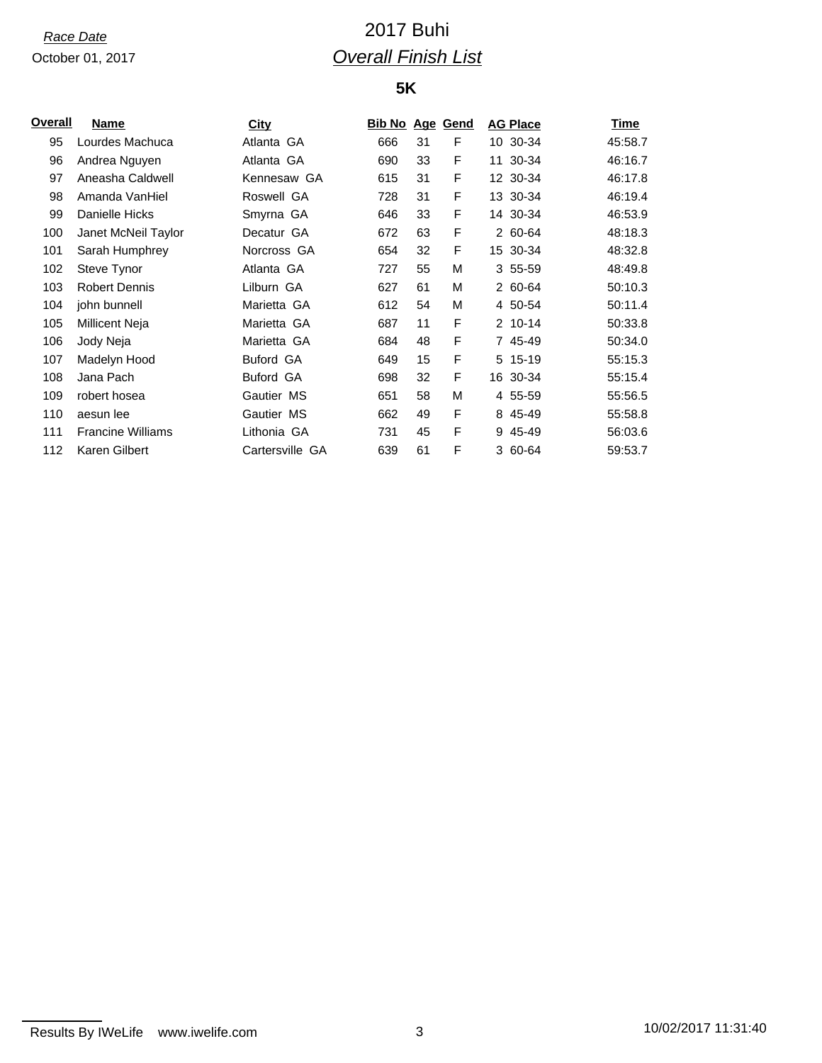*Race Date*

October 01, 2017

# 2017 Buhi

## *Overall Finish List*

### 5K

| Overall | Name | City | Bib No | Age | Gend | AG Place | Time |
|---|---|---|---|---|---|---|---|
| 95 | Lourdes Machuca | Atlanta GA | 666 | 31 | F | 10 30-34 | 45:58.7 |
| 96 | Andrea Nguyen | Atlanta GA | 690 | 33 | F | 11 30-34 | 46:16.7 |
| 97 | Aneasha Caldwell | Kennesaw GA | 615 | 31 | F | 12 30-34 | 46:17.8 |
| 98 | Amanda VanHiel | Roswell GA | 728 | 31 | F | 13 30-34 | 46:19.4 |
| 99 | Danielle Hicks | Smyrna GA | 646 | 33 | F | 14 30-34 | 46:53.9 |
| 100 | Janet McNeil Taylor | Decatur GA | 672 | 63 | F | 2 60-64 | 48:18.3 |
| 101 | Sarah Humphrey | Norcross GA | 654 | 32 | F | 15 30-34 | 48:32.8 |
| 102 | Steve Tynor | Atlanta GA | 727 | 55 | M | 3 55-59 | 48:49.8 |
| 103 | Robert Dennis | Lilburn GA | 627 | 61 | M | 2 60-64 | 50:10.3 |
| 104 | john bunnell | Marietta GA | 612 | 54 | M | 4 50-54 | 50:11.4 |
| 105 | Millicent Neja | Marietta GA | 687 | 11 | F | 2 10-14 | 50:33.8 |
| 106 | Jody Neja | Marietta GA | 684 | 48 | F | 7 45-49 | 50:34.0 |
| 107 | Madelyn Hood | Buford GA | 649 | 15 | F | 5 15-19 | 55:15.3 |
| 108 | Jana Pach | Buford GA | 698 | 32 | F | 16 30-34 | 55:15.4 |
| 109 | robert hosea | Gautier MS | 651 | 58 | M | 4 55-59 | 55:56.5 |
| 110 | aesun lee | Gautier MS | 662 | 49 | F | 8 45-49 | 55:58.8 |
| 111 | Francine Williams | Lithonia GA | 731 | 45 | F | 9 45-49 | 56:03.6 |
| 112 | Karen Gilbert | Cartersville GA | 639 | 61 | F | 3 60-64 | 59:53.7 |

Results By IWeLife www.iwelife.com

10/02/2017 11:31:40